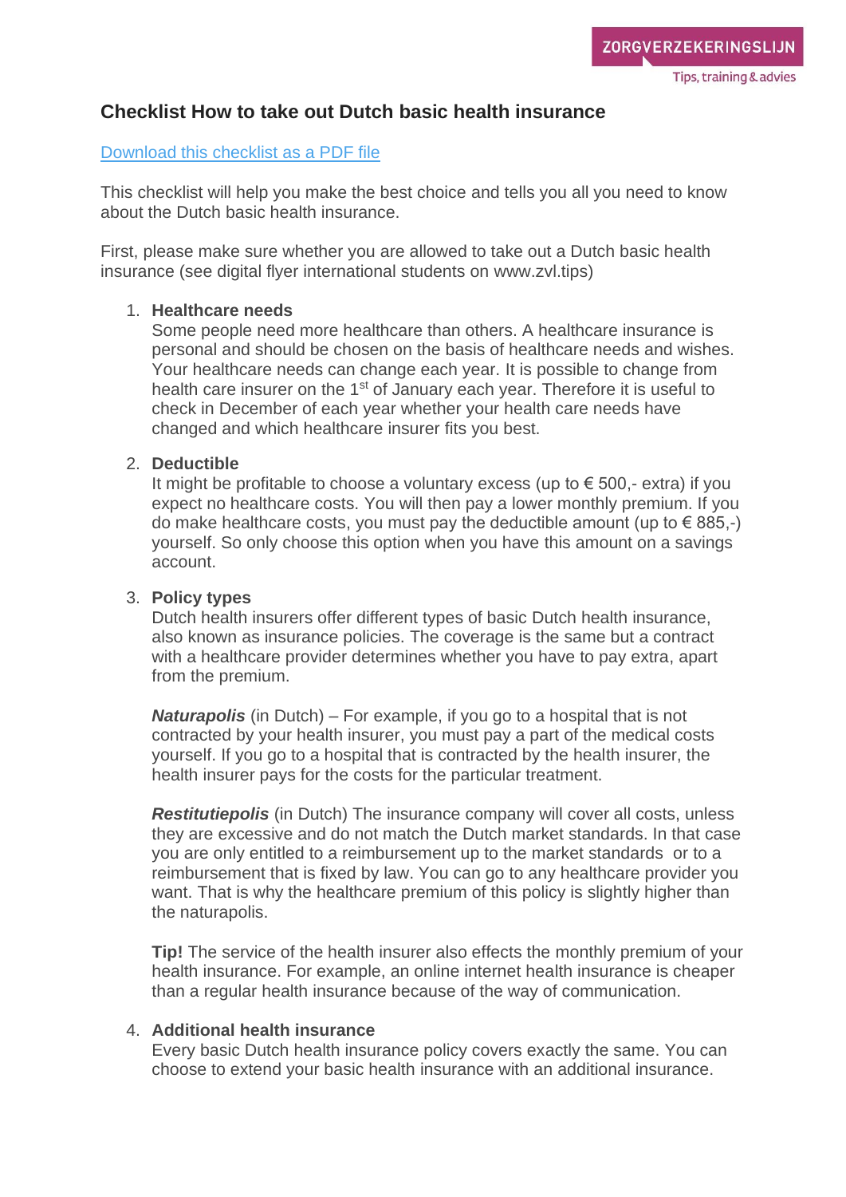ZORGVERZEKERINGSLIJN

Tips, training & advies

# Checklist How to take out Dutch basic health insurance

[Download this checklist as a PDF file]

This checklist will help you make the best choice and tells you all you need to know about the Dutch basic health insurance.

First, please make sure whether you are allowed to take out a Dutch basic health insurance (see digital flyer international students on www.zvl.tips)

1. **Healthcare needs**
   Some people need more healthcare than others. A healthcare insurance is personal and should be chosen on the basis of healthcare needs and wishes. Your healthcare needs can change each year. It is possible to change from health care insurer on the 1st of January each year. Therefore it is useful to check in December of each year whether your health care needs have changed and which healthcare insurer fits you best.

2. **Deductible**
   It might be profitable to choose a voluntary excess (up to € 500,- extra) if you expect no healthcare costs. You will then pay a lower monthly premium. If you do make healthcare costs, you must pay the deductible amount (up to € 885,-) yourself. So only choose this option when you have this amount on a savings account.

3. **Policy types**
   Dutch health insurers offer different types of basic Dutch health insurance, also known as insurance policies. The coverage is the same but a contract with a healthcare provider determines whether you have to pay extra, apart from the premium.

   ***Naturapolis*** (in Dutch) – For example, if you go to a hospital that is not contracted by your health insurer, you must pay a part of the medical costs yourself. If you go to a hospital that is contracted by the health insurer, the health insurer pays for the costs for the particular treatment.

   ***Restitutiepolis*** (in Dutch) The insurance company will cover all costs, unless they are excessive and do not match the Dutch market standards. In that case you are only entitled to a reimbursement up to the market standards or to a reimbursement that is fixed by law. You can go to any healthcare provider you want. That is why the healthcare premium of this policy is slightly higher than the naturapolis.

   **Tip!** The service of the health insurer also effects the monthly premium of your health insurance. For example, an online internet health insurance is cheaper than a regular health insurance because of the way of communication.

4. **Additional health insurance**
   Every basic Dutch health insurance policy covers exactly the same. You can choose to extend your basic health insurance with an additional insurance.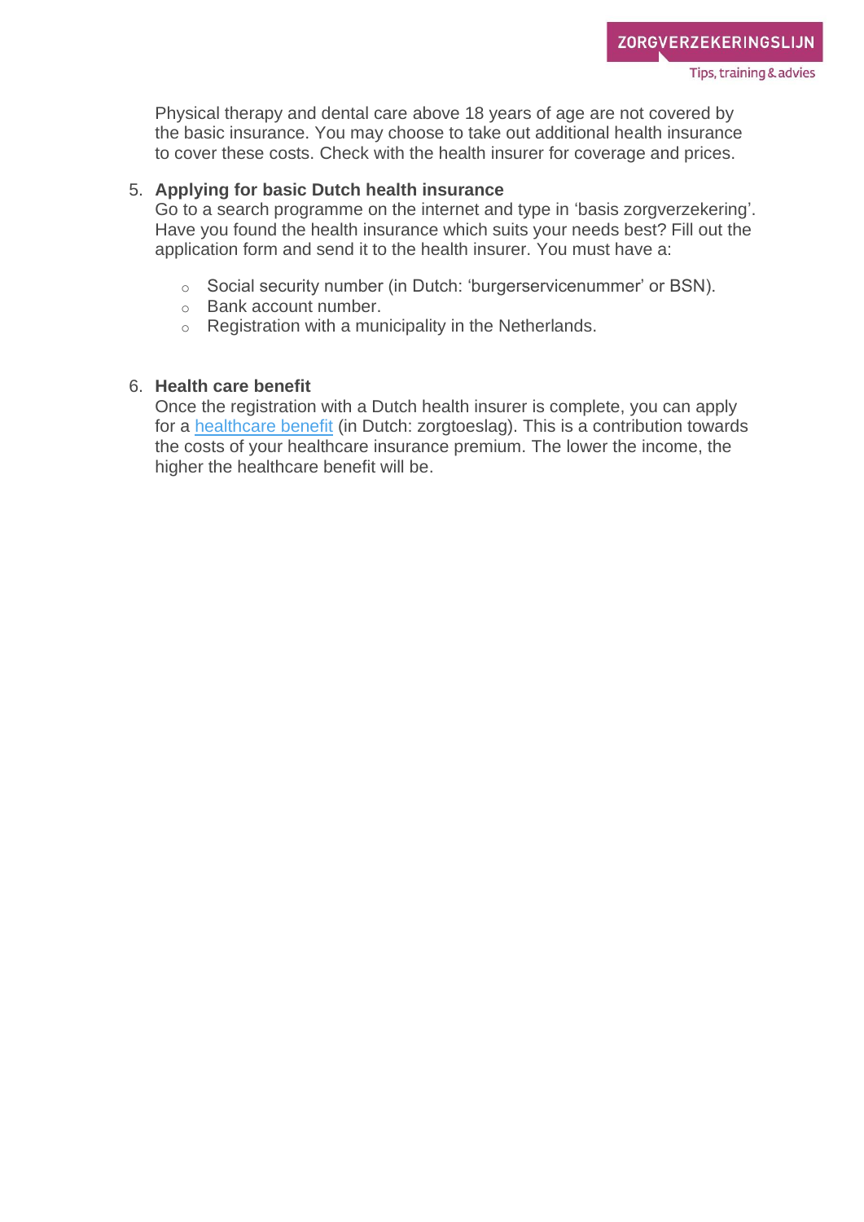Physical therapy and dental care above 18 years of age are not covered by the basic insurance. You may choose to take out additional health insurance to cover these costs. Check with the health insurer for coverage and prices.

5. **Applying for basic Dutch health insurance**
   Go to a search programme on the internet and type in 'basis zorgverzekering'. Have you found the health insurance which suits your needs best? Fill out the application form and send it to the health insurer. You must have a:

   - Social security number (in Dutch: 'burgerservicenummer' or BSN).
   - Bank account number.
   - Registration with a municipality in the Netherlands.

6. **Health care benefit**
   Once the registration with a Dutch health insurer is complete, you can apply for a healthcare benefit (in Dutch: zorgtoeslag). This is a contribution towards the costs of your healthcare insurance premium. The lower the income, the higher the healthcare benefit will be.